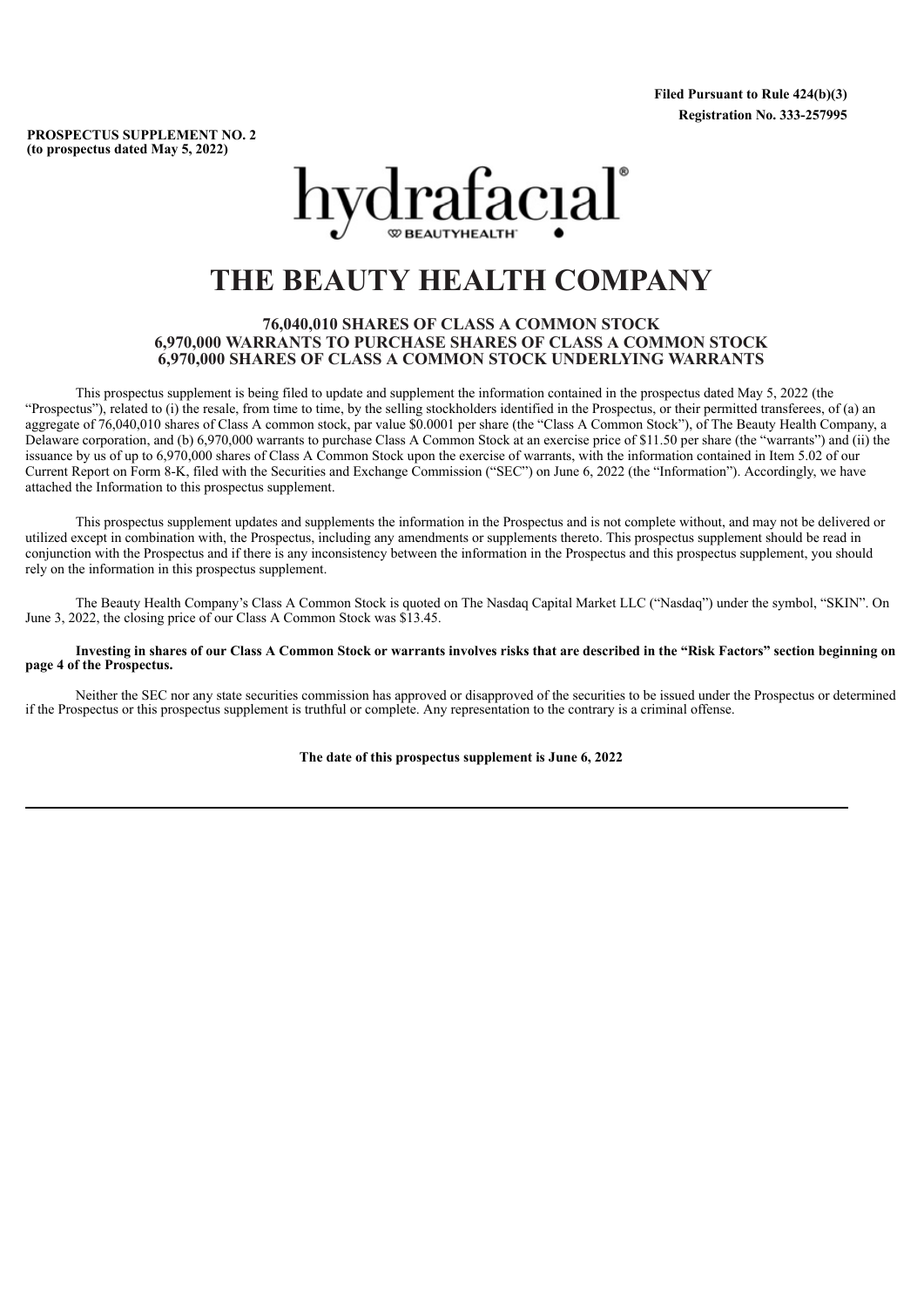**Filed Pursuant to Rule 424(b)(3)**
**Registration No. 333-257995**

**PROSPECTUS SUPPLEMENT NO. 2**
**(to prospectus dated May 5, 2022)**

hydrafacial
BEAUTYHEALTH

# THE BEAUTY HEALTH COMPANY

### 76,040,010 SHARES OF CLASS A COMMON STOCK
### 6,970,000 WARRANTS TO PURCHASE SHARES OF CLASS A COMMON STOCK
### 6,970,000 SHARES OF CLASS A COMMON STOCK UNDERLYING WARRANTS

This prospectus supplement is being filed to update and supplement the information contained in the prospectus dated May 5, 2022 (the "Prospectus"), related to (i) the resale, from time to time, by the selling stockholders identified in the Prospectus, or their permitted transferees, of (a) an aggregate of 76,040,010 shares of Class A common stock, par value $0.0001 per share (the "Class A Common Stock"), of The Beauty Health Company, a Delaware corporation, and (b) 6,970,000 warrants to purchase Class A Common Stock at an exercise price of $11.50 per share (the "warrants") and (ii) the issuance by us of up to 6,970,000 shares of Class A Common Stock upon the exercise of warrants, with the information contained in Item 5.02 of our Current Report on Form 8-K, filed with the Securities and Exchange Commission ("SEC") on June 6, 2022 (the "Information"). Accordingly, we have attached the Information to this prospectus supplement.

This prospectus supplement updates and supplements the information in the Prospectus and is not complete without, and may not be delivered or utilized except in combination with, the Prospectus, including any amendments or supplements thereto. This prospectus supplement should be read in conjunction with the Prospectus and if there is any inconsistency between the information in the Prospectus and this prospectus supplement, you should rely on the information in this prospectus supplement.

The Beauty Health Company's Class A Common Stock is quoted on The Nasdaq Capital Market LLC ("Nasdaq") under the symbol, "SKIN". On June 3, 2022, the closing price of our Class A Common Stock was $13.45.

**Investing in shares of our Class A Common Stock or warrants involves risks that are described in the "Risk Factors" section beginning on page 4 of the Prospectus.**

Neither the SEC nor any state securities commission has approved or disapproved of the securities to be issued under the Prospectus or determined if the Prospectus or this prospectus supplement is truthful or complete. Any representation to the contrary is a criminal offense.

**The date of this prospectus supplement is June 6, 2022**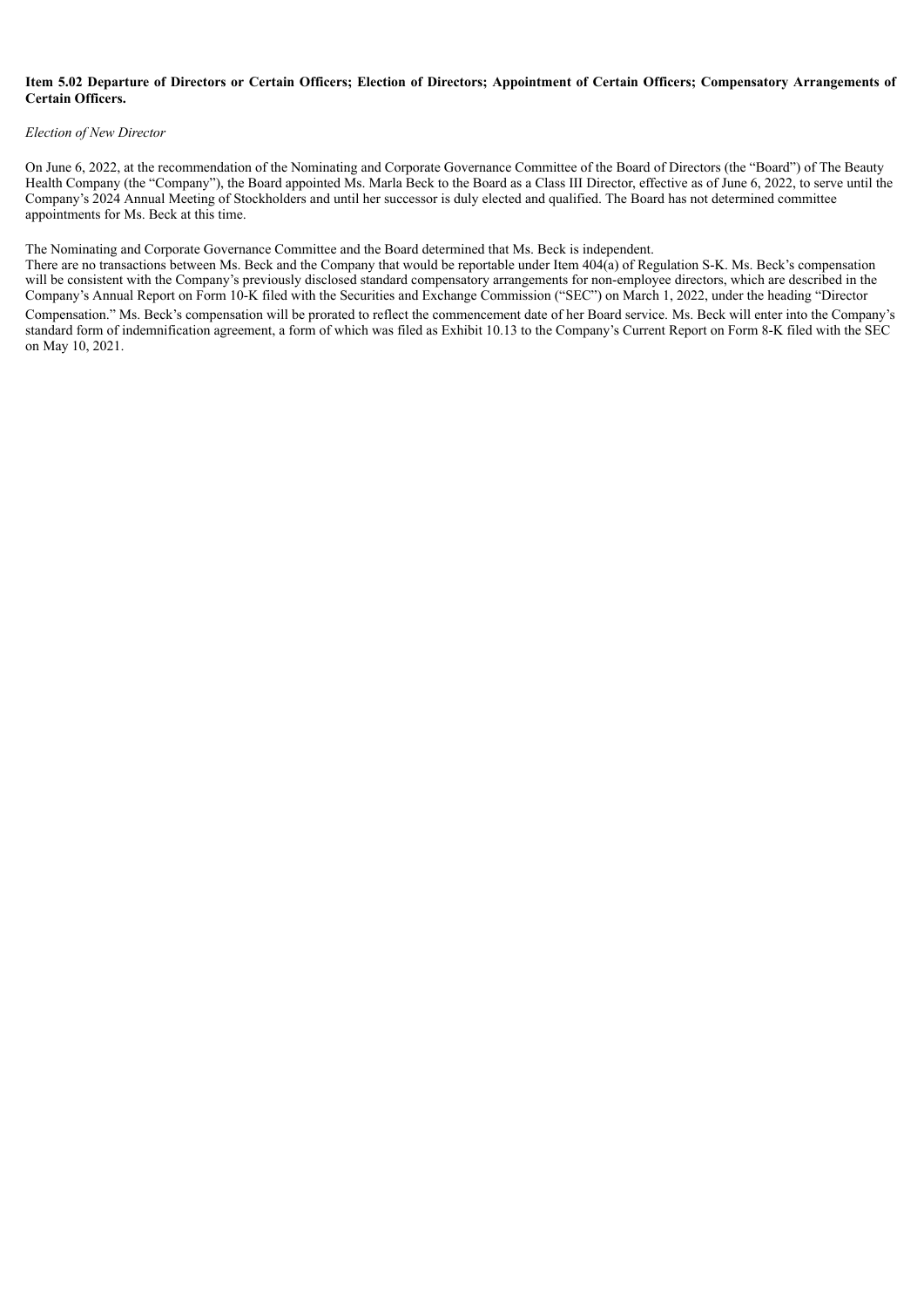**Item 5.02 Departure of Directors or Certain Officers; Election of Directors; Appointment of Certain Officers; Compensatory Arrangements of Certain Officers.**

*Election of New Director*

On June 6, 2022, at the recommendation of the Nominating and Corporate Governance Committee of the Board of Directors (the "Board") of The Beauty Health Company (the "Company"), the Board appointed Ms. Marla Beck to the Board as a Class III Director, effective as of June 6, 2022, to serve until the Company's 2024 Annual Meeting of Stockholders and until her successor is duly elected and qualified. The Board has not determined committee appointments for Ms. Beck at this time.

The Nominating and Corporate Governance Committee and the Board determined that Ms. Beck is independent.

There are no transactions between Ms. Beck and the Company that would be reportable under Item 404(a) of Regulation S-K. Ms. Beck's compensation will be consistent with the Company's previously disclosed standard compensatory arrangements for non-employee directors, which are described in the Company's Annual Report on Form 10-K filed with the Securities and Exchange Commission ("SEC") on March 1, 2022, under the heading "Director Compensation." Ms. Beck's compensation will be prorated to reflect the commencement date of her Board service. Ms. Beck will enter into the Company's standard form of indemnification agreement, a form of which was filed as Exhibit 10.13 to the Company's Current Report on Form 8-K filed with the SEC on May 10, 2021.